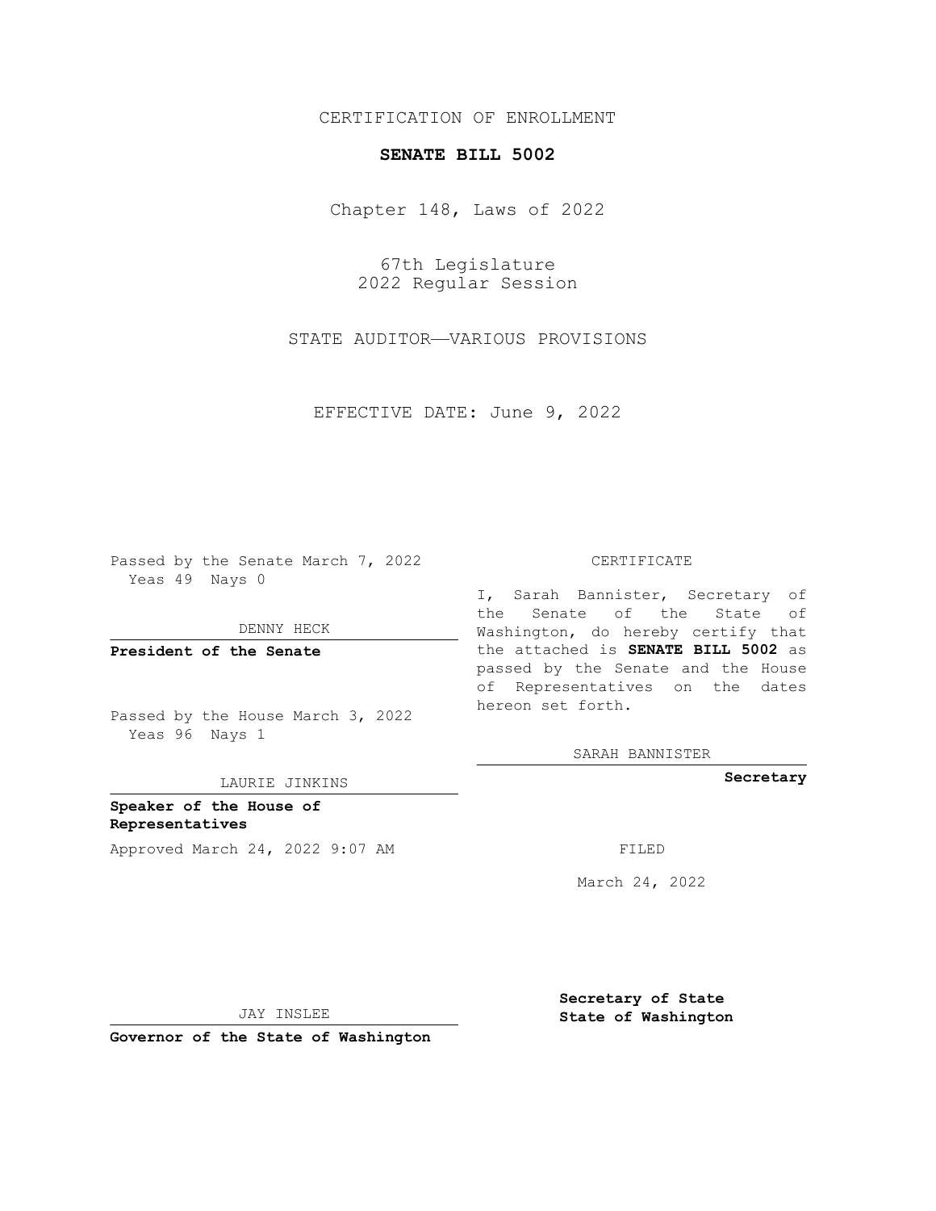CERTIFICATION OF ENROLLMENT

**SENATE BILL 5002**

Chapter 148, Laws of 2022

67th Legislature
2022 Regular Session

STATE AUDITOR—VARIOUS PROVISIONS

EFFECTIVE DATE: June 9, 2022

Passed by the Senate March 7, 2022
Yeas 49 Nays 0

DENNY HECK

**President of the Senate**

Passed by the House March 3, 2022
Yeas 96 Nays 1

LAURIE JINKINS

**Speaker of the House of Representatives**

Approved March 24, 2022 9:07 AM

JAY INSLEE

**Governor of the State of Washington**

CERTIFICATE

I, Sarah Bannister, Secretary of the Senate of the State of Washington, do hereby certify that the attached is **SENATE BILL 5002** as passed by the Senate and the House of Representatives on the dates hereon set forth.

SARAH BANNISTER

**Secretary**

FILED

March 24, 2022

**Secretary of State**
**State of Washington**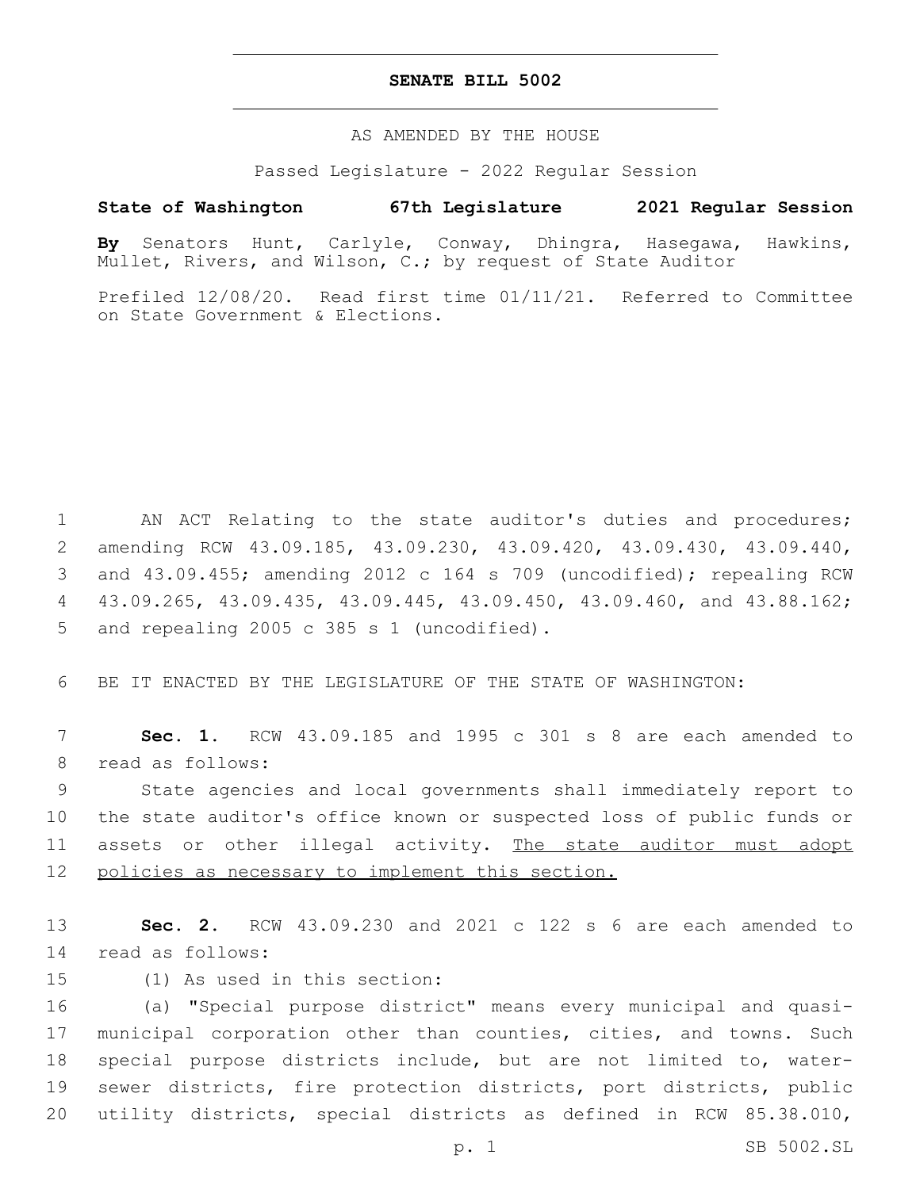**SENATE BILL 5002**

AS AMENDED BY THE HOUSE

Passed Legislature - 2022 Regular Session

**State of Washington 67th Legislature 2021 Regular Session**

**By** Senators Hunt, Carlyle, Conway, Dhingra, Hasegawa, Hawkins, Mullet, Rivers, and Wilson, C.; by request of State Auditor

Prefiled 12/08/20. Read first time 01/11/21. Referred to Committee on State Government & Elections.

1 AN ACT Relating to the state auditor's duties and procedures;
2 amending RCW 43.09.185, 43.09.230, 43.09.420, 43.09.430, 43.09.440,
3 and 43.09.455; amending 2012 c 164 s 709 (uncodified); repealing RCW
4 43.09.265, 43.09.435, 43.09.445, 43.09.450, 43.09.460, and 43.88.162;
5 and repealing 2005 c 385 s 1 (uncodified).

6 BE IT ENACTED BY THE LEGISLATURE OF THE STATE OF WASHINGTON:

7 **Sec. 1.** RCW 43.09.185 and 1995 c 301 s 8 are each amended to
8 read as follows:

9 State agencies and local governments shall immediately report to
10 the state auditor's office known or suspected loss of public funds or
11 assets or other illegal activity. <u>The state auditor must adopt</u>
12 <u>policies as necessary to implement this section.</u>

13 **Sec. 2.** RCW 43.09.230 and 2021 c 122 s 6 are each amended to
14 read as follows:

15 (1) As used in this section:

16 (a) "Special purpose district" means every municipal and quasi-
17 municipal corporation other than counties, cities, and towns. Such
18 special purpose districts include, but are not limited to, water-
19 sewer districts, fire protection districts, port districts, public
20 utility districts, special districts as defined in RCW 85.38.010,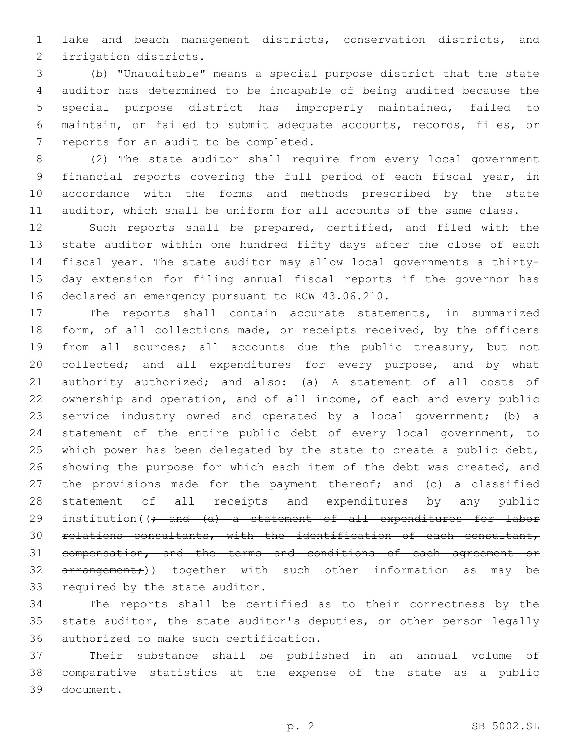lake and beach management districts, conservation districts, and irrigation districts.

(b) "Unauditable" means a special purpose district that the state auditor has determined to be incapable of being audited because the special purpose district has improperly maintained, failed to maintain, or failed to submit adequate accounts, records, files, or reports for an audit to be completed.

(2) The state auditor shall require from every local government financial reports covering the full period of each fiscal year, in accordance with the forms and methods prescribed by the state auditor, which shall be uniform for all accounts of the same class.

Such reports shall be prepared, certified, and filed with the state auditor within one hundred fifty days after the close of each fiscal year. The state auditor may allow local governments a thirty-day extension for filing annual fiscal reports if the governor has declared an emergency pursuant to RCW 43.06.210.

The reports shall contain accurate statements, in summarized form, of all collections made, or receipts received, by the officers from all sources; all accounts due the public treasury, but not collected; and all expenditures for every purpose, and by what authority authorized; and also: (a) A statement of all costs of ownership and operation, and of all income, of each and every public service industry owned and operated by a local government; (b) a statement of the entire public debt of every local government, to which power has been delegated by the state to create a public debt, showing the purpose for which each item of the debt was created, and the provisions made for the payment thereof; <u>and</u> (c) a classified statement of all receipts and expenditures by any public institution((~~; and (d) a statement of all expenditures for labor relations consultants, with the identification of each consultant, compensation, and the terms and conditions of each agreement or arrangement;~~)) together with such other information as may be required by the state auditor.

The reports shall be certified as to their correctness by the state auditor, the state auditor's deputies, or other person legally authorized to make such certification.

Their substance shall be published in an annual volume of comparative statistics at the expense of the state as a public document.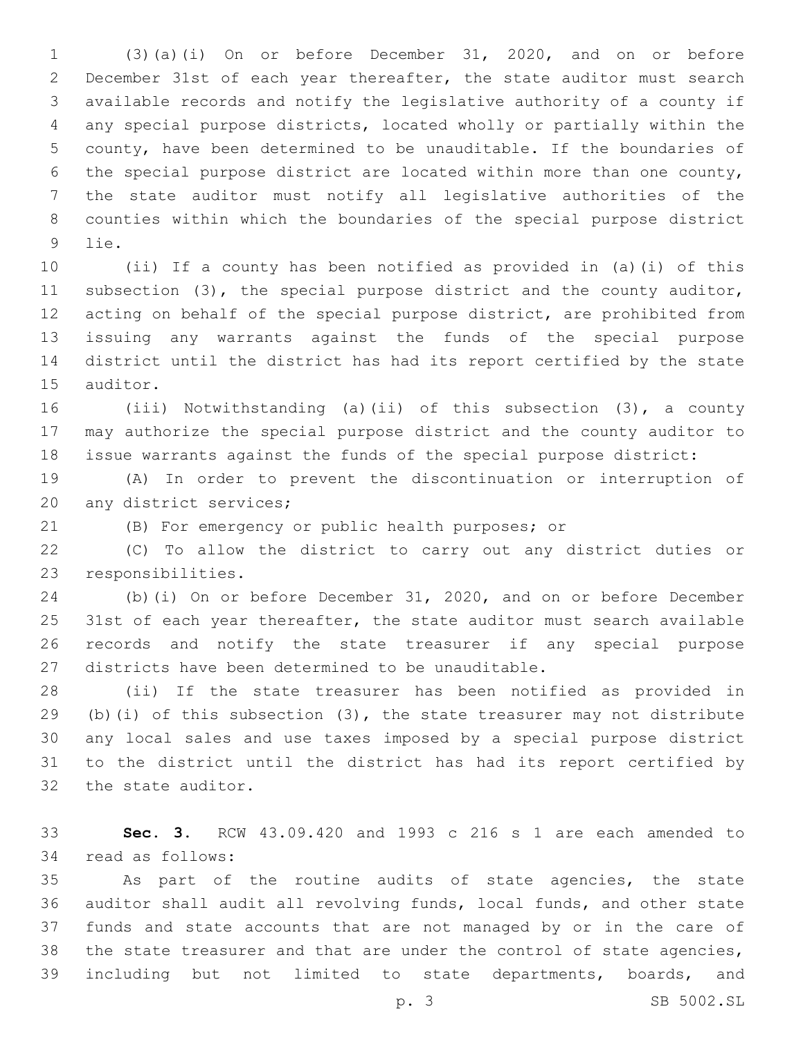(3)(a)(i) On or before December 31, 2020, and on or before December 31st of each year thereafter, the state auditor must search available records and notify the legislative authority of a county if any special purpose districts, located wholly or partially within the county, have been determined to be unauditable. If the boundaries of the special purpose district are located within more than one county, the state auditor must notify all legislative authorities of the counties within which the boundaries of the special purpose district lie.

(ii) If a county has been notified as provided in (a)(i) of this subsection (3), the special purpose district and the county auditor, acting on behalf of the special purpose district, are prohibited from issuing any warrants against the funds of the special purpose district until the district has had its report certified by the state auditor.

(iii) Notwithstanding (a)(ii) of this subsection (3), a county may authorize the special purpose district and the county auditor to issue warrants against the funds of the special purpose district:

(A) In order to prevent the discontinuation or interruption of any district services;

(B) For emergency or public health purposes; or

(C) To allow the district to carry out any district duties or responsibilities.

(b)(i) On or before December 31, 2020, and on or before December 31st of each year thereafter, the state auditor must search available records and notify the state treasurer if any special purpose districts have been determined to be unauditable.

(ii) If the state treasurer has been notified as provided in (b)(i) of this subsection (3), the state treasurer may not distribute any local sales and use taxes imposed by a special purpose district to the district until the district has had its report certified by the state auditor.

**Sec. 3.** RCW 43.09.420 and 1993 c 216 s 1 are each amended to read as follows:

As part of the routine audits of state agencies, the state auditor shall audit all revolving funds, local funds, and other state funds and state accounts that are not managed by or in the care of the state treasurer and that are under the control of state agencies, including but not limited to state departments, boards, and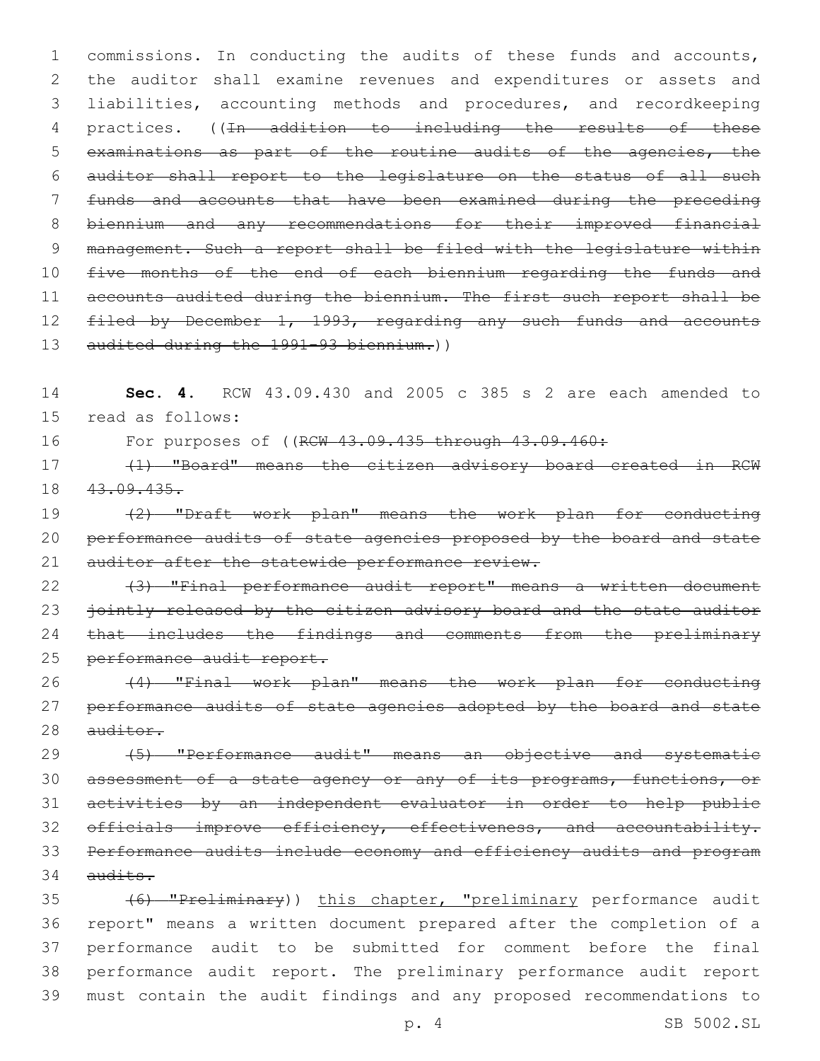commissions. In conducting the audits of these funds and accounts, the auditor shall examine revenues and expenditures or assets and liabilities, accounting methods and procedures, and recordkeeping practices. ((~~In addition to including the results of these examinations as part of the routine audits of the agencies, the auditor shall report to the legislature on the status of all such funds and accounts that have been examined during the preceding biennium and any recommendations for their improved financial management. Such a report shall be filed with the legislature within five months of the end of each biennium regarding the funds and accounts audited during the biennium. The first such report shall be filed by December 1, 1993, regarding any such funds and accounts audited during the 1991-93 biennium.~~))

**Sec. 4.** RCW 43.09.430 and 2005 c 385 s 2 are each amended to read as follows:

For purposes of ((~~RCW 43.09.435 through 43.09.460:~~

~~(1) "Board" means the citizen advisory board created in RCW 43.09.435.~~

~~(2) "Draft work plan" means the work plan for conducting performance audits of state agencies proposed by the board and state auditor after the statewide performance review.~~

~~(3) "Final performance audit report" means a written document jointly released by the citizen advisory board and the state auditor that includes the findings and comments from the preliminary performance audit report.~~

~~(4) "Final work plan" means the work plan for conducting performance audits of state agencies adopted by the board and state auditor.~~

~~(5) "Performance audit" means an objective and systematic assessment of a state agency or any of its programs, functions, or activities by an independent evaluator in order to help public officials improve efficiency, effectiveness, and accountability. Performance audits include economy and efficiency audits and program audits.~~

~~(6) "Preliminary~~)) <u>this chapter, "preliminary</u> performance audit report" means a written document prepared after the completion of a performance audit to be submitted for comment before the final performance audit report. The preliminary performance audit report must contain the audit findings and any proposed recommendations to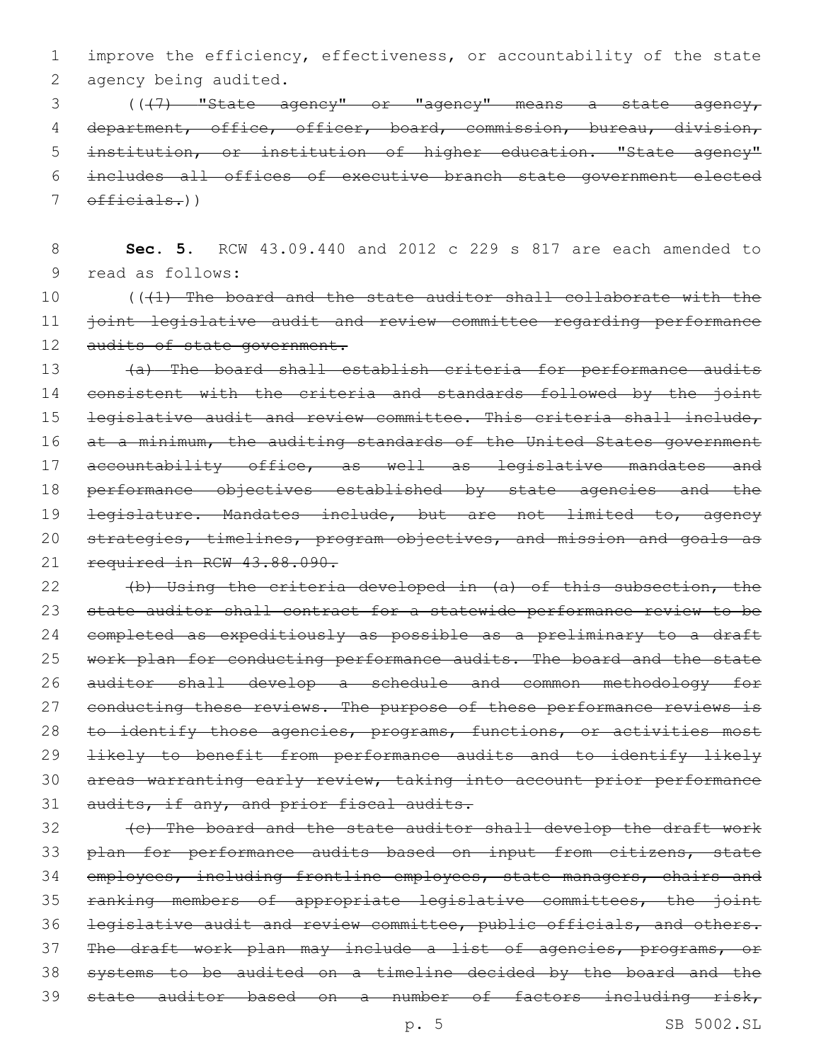improve the efficiency, effectiveness, or accountability of the state agency being audited.

(( ~~(7) "State agency" or "agency" means a state agency, department, office, officer, board, commission, bureau, division, institution, or institution of higher education. "State agency" includes all offices of executive branch state government elected officials.~~ ))

**Sec. 5.** RCW 43.09.440 and 2012 c 229 s 817 are each amended to read as follows:

(( ~~(1) The board and the state auditor shall collaborate with the joint legislative audit and review committee regarding performance audits of state government.~~

~~(a) The board shall establish criteria for performance audits consistent with the criteria and standards followed by the joint legislative audit and review committee. This criteria shall include, at a minimum, the auditing standards of the United States government accountability office, as well as legislative mandates and performance objectives established by state agencies and the legislature. Mandates include, but are not limited to, agency strategies, timelines, program objectives, and mission and goals as required in RCW 43.88.090.~~

~~(b) Using the criteria developed in (a) of this subsection, the state auditor shall contract for a statewide performance review to be completed as expeditiously as possible as a preliminary to a draft work plan for conducting performance audits. The board and the state auditor shall develop a schedule and common methodology for conducting these reviews. The purpose of these performance reviews is to identify those agencies, programs, functions, or activities most likely to benefit from performance audits and to identify likely areas warranting early review, taking into account prior performance audits, if any, and prior fiscal audits.~~

~~(c) The board and the state auditor shall develop the draft work plan for performance audits based on input from citizens, state employees, including frontline employees, state managers, chairs and ranking members of appropriate legislative committees, the joint legislative audit and review committee, public officials, and others. The draft work plan may include a list of agencies, programs, or systems to be audited on a timeline decided by the board and the state auditor based on a number of factors including risk,~~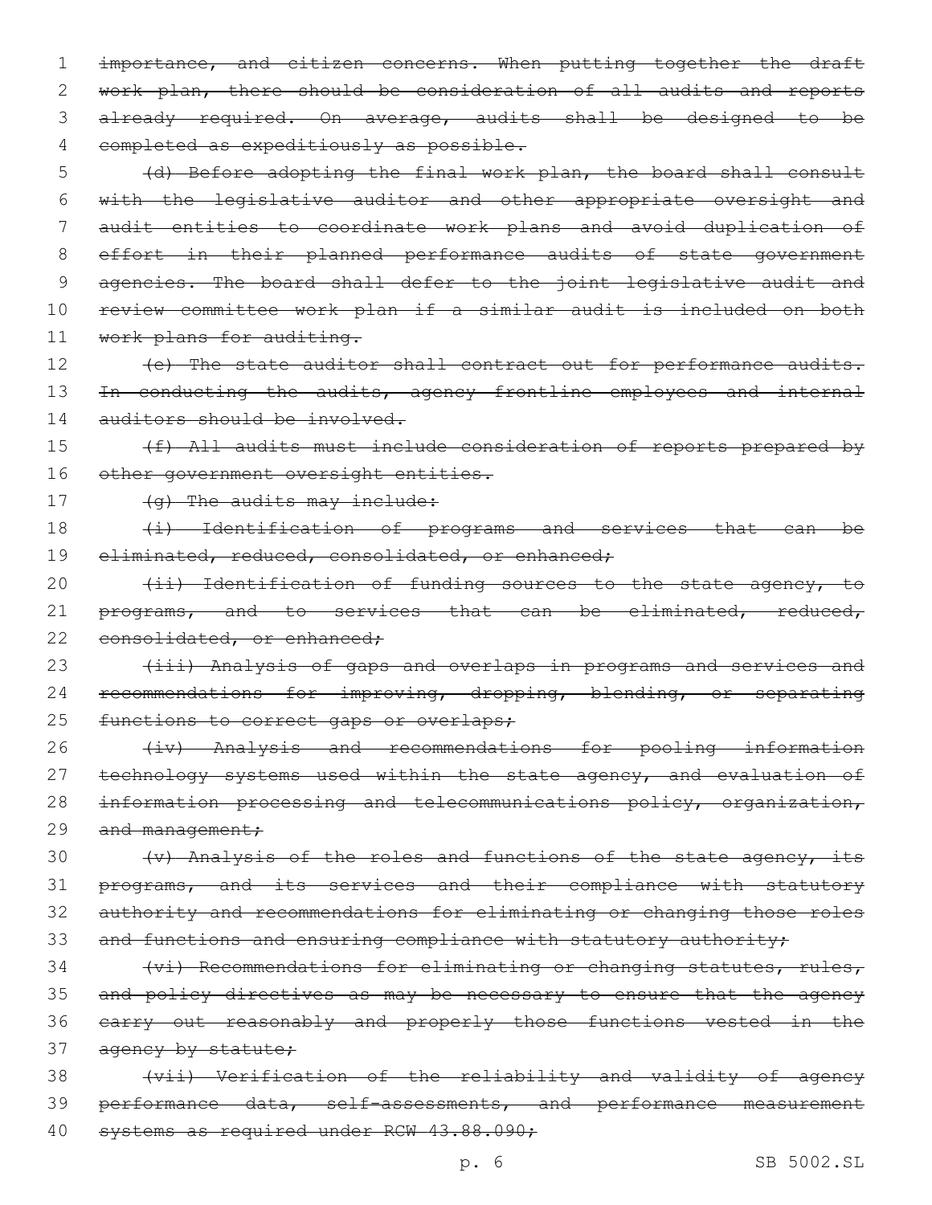~~importance, and citizen concerns. When putting together the draft work plan, there should be consideration of all audits and reports already required. On average, audits shall be designed to be completed as expeditiously as possible.~~

~~(d) Before adopting the final work plan, the board shall consult with the legislative auditor and other appropriate oversight and audit entities to coordinate work plans and avoid duplication of effort in their planned performance audits of state government agencies. The board shall defer to the joint legislative audit and review committee work plan if a similar audit is included on both work plans for auditing.~~

~~(e) The state auditor shall contract out for performance audits. In conducting the audits, agency frontline employees and internal auditors should be involved.~~

~~(f) All audits must include consideration of reports prepared by other government oversight entities.~~

~~(g) The audits may include:~~

~~(i) Identification of programs and services that can be eliminated, reduced, consolidated, or enhanced;~~

~~(ii) Identification of funding sources to the state agency, to programs, and to services that can be eliminated, reduced, consolidated, or enhanced;~~

~~(iii) Analysis of gaps and overlaps in programs and services and recommendations for improving, dropping, blending, or separating functions to correct gaps or overlaps;~~

~~(iv) Analysis and recommendations for pooling information technology systems used within the state agency, and evaluation of information processing and telecommunications policy, organization, and management;~~

~~(v) Analysis of the roles and functions of the state agency, its programs, and its services and their compliance with statutory authority and recommendations for eliminating or changing those roles and functions and ensuring compliance with statutory authority;~~

~~(vi) Recommendations for eliminating or changing statutes, rules, and policy directives as may be necessary to ensure that the agency carry out reasonably and properly those functions vested in the agency by statute;~~

~~(vii) Verification of the reliability and validity of agency performance data, self-assessments, and performance measurement systems as required under RCW 43.88.090;~~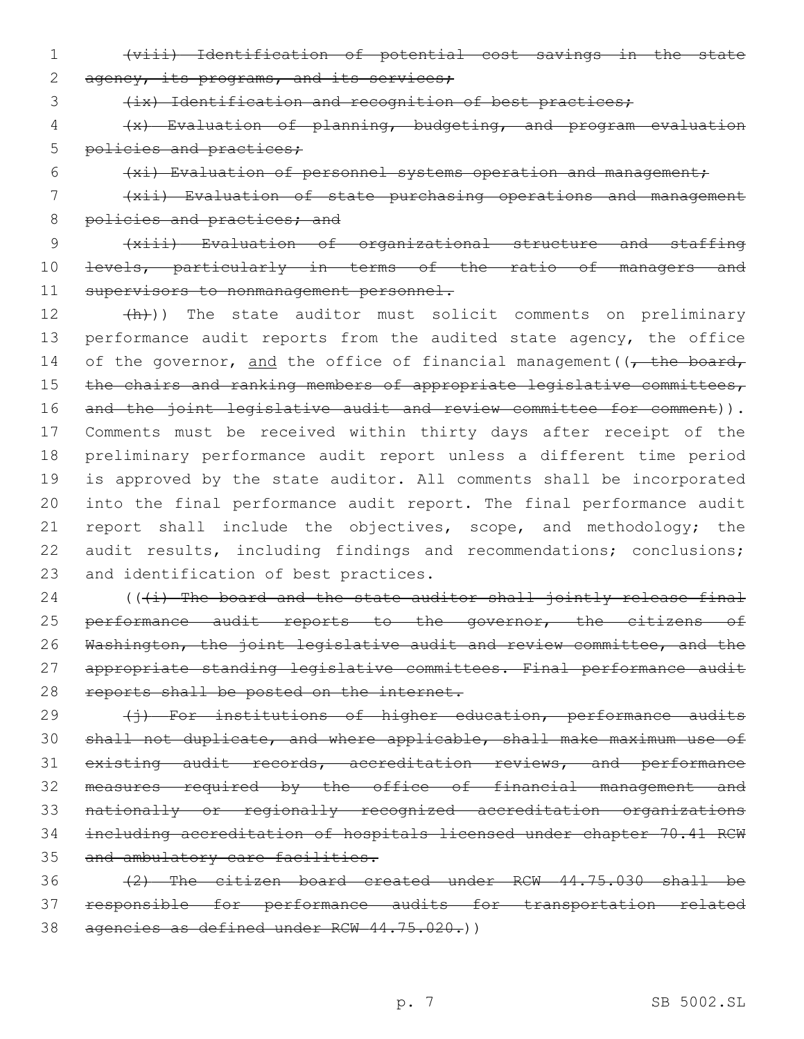~~(viii) Identification of potential cost savings in the state agency, its programs, and its services;~~

~~(ix) Identification and recognition of best practices;~~

~~(x) Evaluation of planning, budgeting, and program evaluation policies and practices;~~

~~(xi) Evaluation of personnel systems operation and management;~~

~~(xii) Evaluation of state purchasing operations and management policies and practices; and~~

~~(xiii) Evaluation of organizational structure and staffing levels, particularly in terms of the ratio of managers and supervisors to nonmanagement personnel.~~

~~(h)~~)) The state auditor must solicit comments on preliminary performance audit reports from the audited state agency, the office of the governor, and the office of financial management((~~, the board, the chairs and ranking members of appropriate legislative committees, and the joint legislative audit and review committee for comment~~)). Comments must be received within thirty days after receipt of the preliminary performance audit report unless a different time period is approved by the state auditor. All comments shall be incorporated into the final performance audit report. The final performance audit report shall include the objectives, scope, and methodology; the audit results, including findings and recommendations; conclusions; and identification of best practices.

((~~(i) The board and the state auditor shall jointly release final performance audit reports to the governor, the citizens of Washington, the joint legislative audit and review committee, and the appropriate standing legislative committees. Final performance audit reports shall be posted on the internet.~~

~~(j) For institutions of higher education, performance audits shall not duplicate, and where applicable, shall make maximum use of existing audit records, accreditation reviews, and performance measures required by the office of financial management and nationally or regionally recognized accreditation organizations including accreditation of hospitals licensed under chapter 70.41 RCW and ambulatory care facilities.~~

~~(2) The citizen board created under RCW 44.75.030 shall be responsible for performance audits for transportation related agencies as defined under RCW 44.75.020.~~))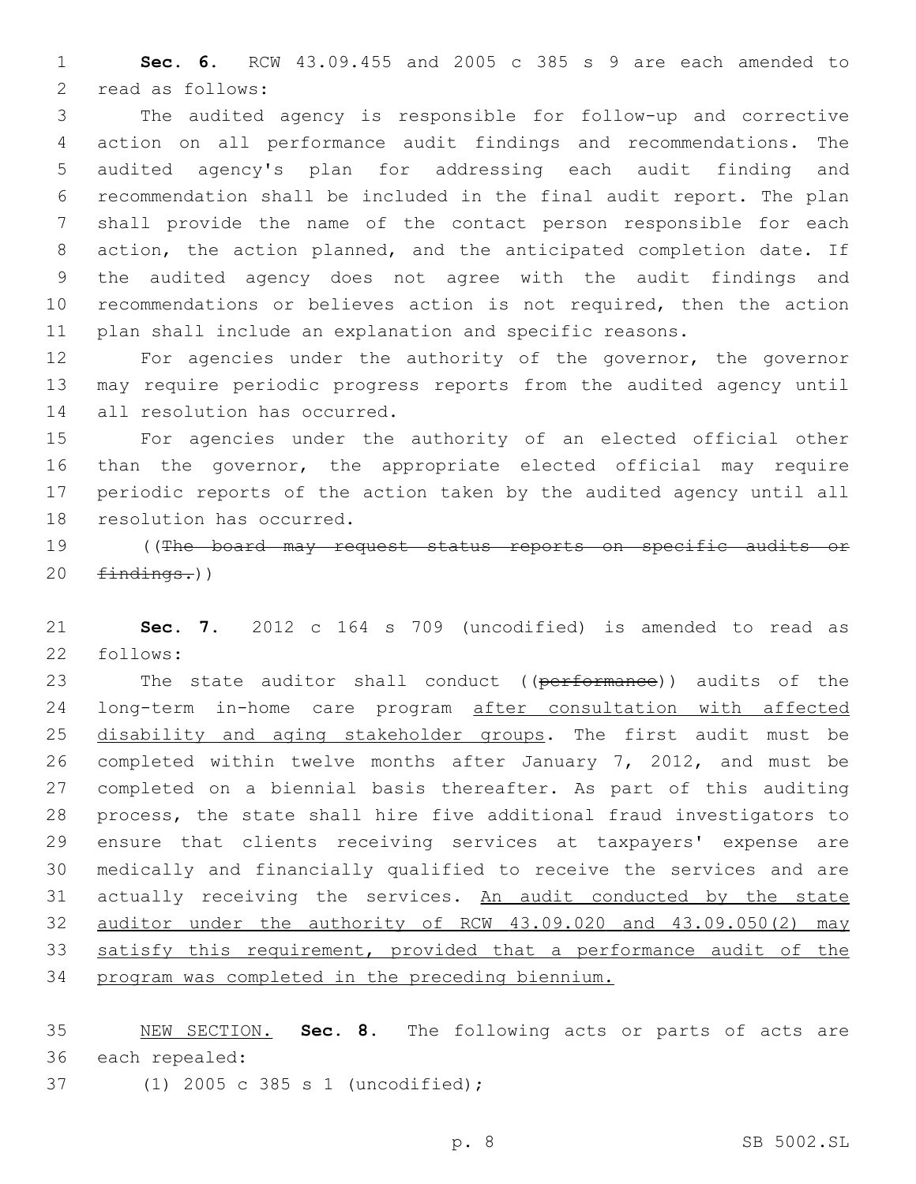**Sec. 6.** RCW 43.09.455 and 2005 c 385 s 9 are each amended to read as follows:

The audited agency is responsible for follow-up and corrective action on all performance audit findings and recommendations. The audited agency's plan for addressing each audit finding and recommendation shall be included in the final audit report. The plan shall provide the name of the contact person responsible for each action, the action planned, and the anticipated completion date. If the audited agency does not agree with the audit findings and recommendations or believes action is not required, then the action plan shall include an explanation and specific reasons.

For agencies under the authority of the governor, the governor may require periodic progress reports from the audited agency until all resolution has occurred.

For agencies under the authority of an elected official other than the governor, the appropriate elected official may require periodic reports of the action taken by the audited agency until all resolution has occurred.

((~~The board may request status reports on specific audits or findings.~~))

**Sec. 7.** 2012 c 164 s 709 (uncodified) is amended to read as follows:

The state auditor shall conduct ((~~performance~~)) audits of the long-term in-home care program <u>after consultation with affected disability and aging stakeholder groups</u>. The first audit must be completed within twelve months after January 7, 2012, and must be completed on a biennial basis thereafter. As part of this auditing process, the state shall hire five additional fraud investigators to ensure that clients receiving services at taxpayers' expense are medically and financially qualified to receive the services and are actually receiving the services. <u>An audit conducted by the state auditor under the authority of RCW 43.09.020 and 43.09.050(2) may satisfy this requirement, provided that a performance audit of the program was completed in the preceding biennium.</u>

<u>NEW SECTION.</u> **Sec. 8.** The following acts or parts of acts are each repealed:

(1) 2005 c 385 s 1 (uncodified);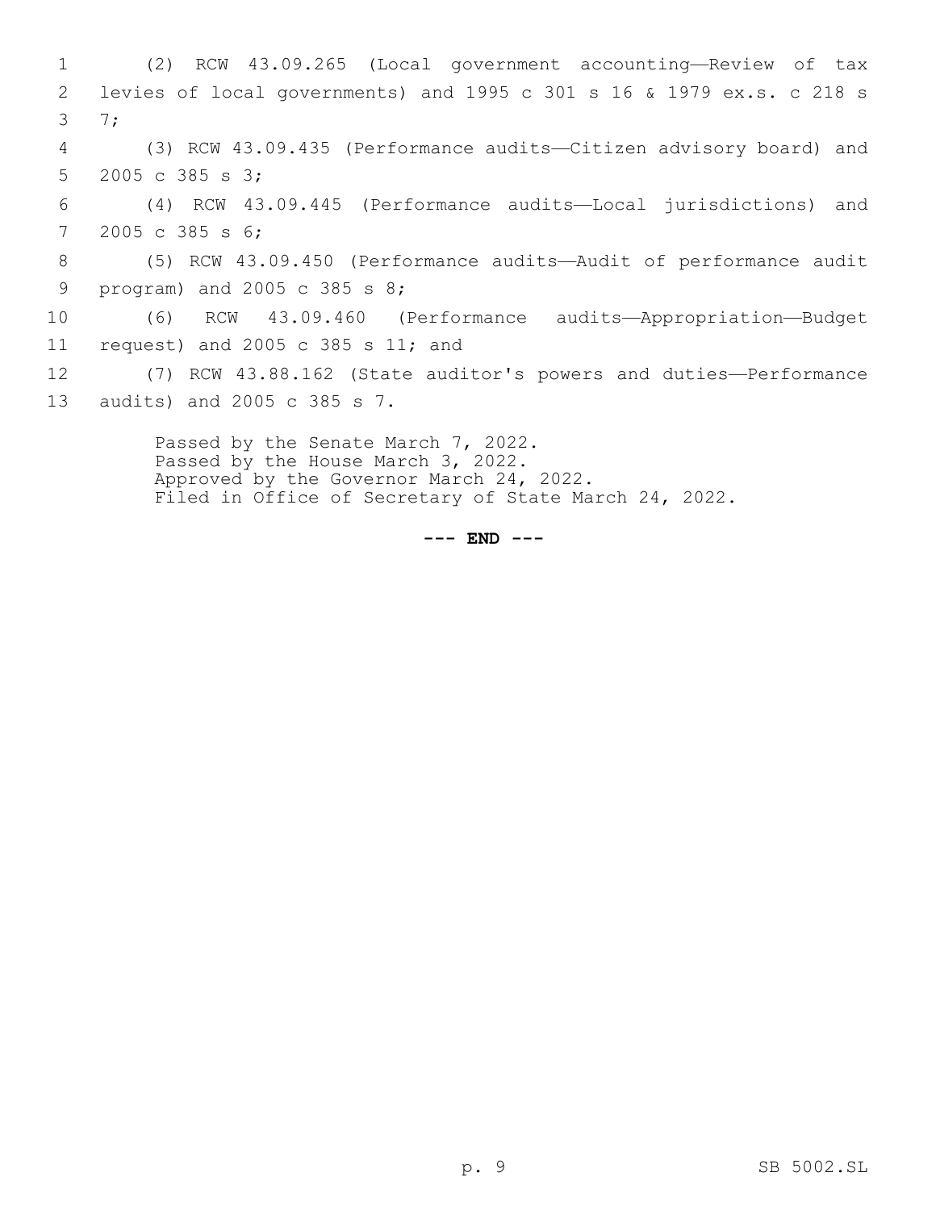(2) RCW 43.09.265 (Local government accounting—Review of tax levies of local governments) and 1995 c 301 s 16 & 1979 ex.s. c 218 s 7;

(3) RCW 43.09.435 (Performance audits—Citizen advisory board) and 2005 c 385 s 3;

(4) RCW 43.09.445 (Performance audits—Local jurisdictions) and 2005 c 385 s 6;

(5) RCW 43.09.450 (Performance audits—Audit of performance audit program) and 2005 c 385 s 8;

(6) RCW 43.09.460 (Performance audits—Appropriation—Budget request) and 2005 c 385 s 11; and

(7) RCW 43.88.162 (State auditor's powers and duties—Performance audits) and 2005 c 385 s 7.

Passed by the Senate March 7, 2022.
Passed by the House March 3, 2022.
Approved by the Governor March 24, 2022.
Filed in Office of Secretary of State March 24, 2022.

**--- END ---**